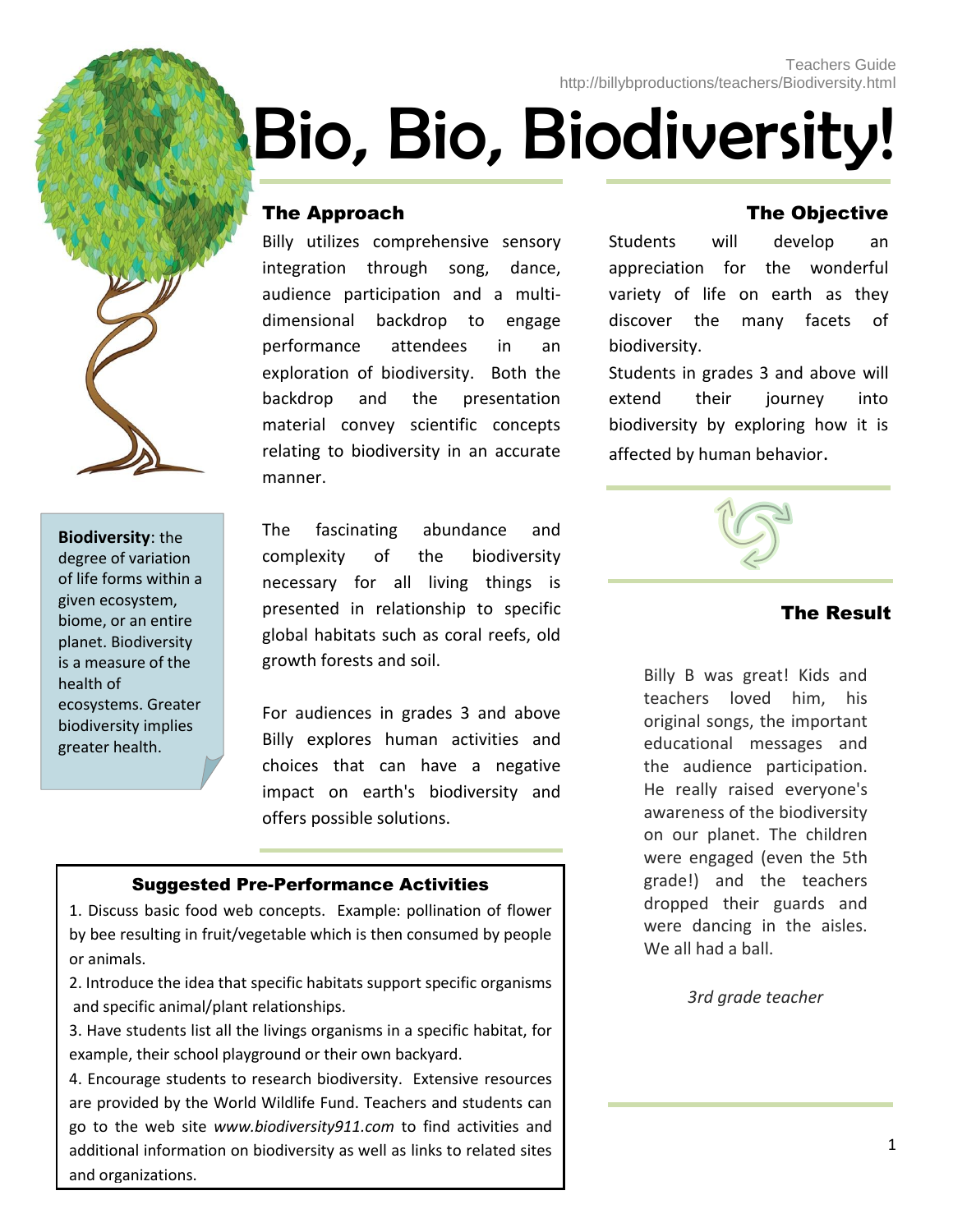Teachers Guide
http://billybproductions/teachers/Biodiversity.html

# Bio, Bio, Biodiversity!

## The Approach

Billy utilizes comprehensive sensory integration through song, dance, audience participation and a multi-dimensional backdrop to engage performance attendees in an exploration of biodiversity. Both the backdrop and the presentation material convey scientific concepts relating to biodiversity in an accurate manner.

The fascinating abundance and complexity of the biodiversity necessary for all living things is presented in relationship to specific global habitats such as coral reefs, old growth forests and soil.

For audiences in grades 3 and above Billy explores human activities and choices that can have a negative impact on earth's biodiversity and offers possible solutions.

**Biodiversity**: the degree of variation of life forms within a given ecosystem, biome, or an entire planet. Biodiversity is a measure of the health of ecosystems. Greater biodiversity implies greater health.

## The Objective

Students will develop an appreciation for the wonderful variety of life on earth as they discover the many facets of biodiversity.

Students in grades 3 and above will extend their journey into biodiversity by exploring how it is affected by human behavior.

## The Result

Billy B was great! Kids and teachers loved him, his original songs, the important educational messages and the audience participation. He really raised everyone's awareness of the biodiversity on our planet. The children were engaged (even the 5th grade!) and the teachers dropped their guards and were dancing in the aisles. We all had a ball.

*3rd grade teacher*

## Suggested Pre-Performance Activities

1. Discuss basic food web concepts. Example: pollination of flower by bee resulting in fruit/vegetable which is then consumed by people or animals.
2. Introduce the idea that specific habitats support specific organisms and specific animal/plant relationships.
3. Have students list all the livings organisms in a specific habitat, for example, their school playground or their own backyard.
4. Encourage students to research biodiversity. Extensive resources are provided by the World Wildlife Fund. Teachers and students can go to the web site *www.biodiversity911.com* to find activities and additional information on biodiversity as well as links to related sites and organizations.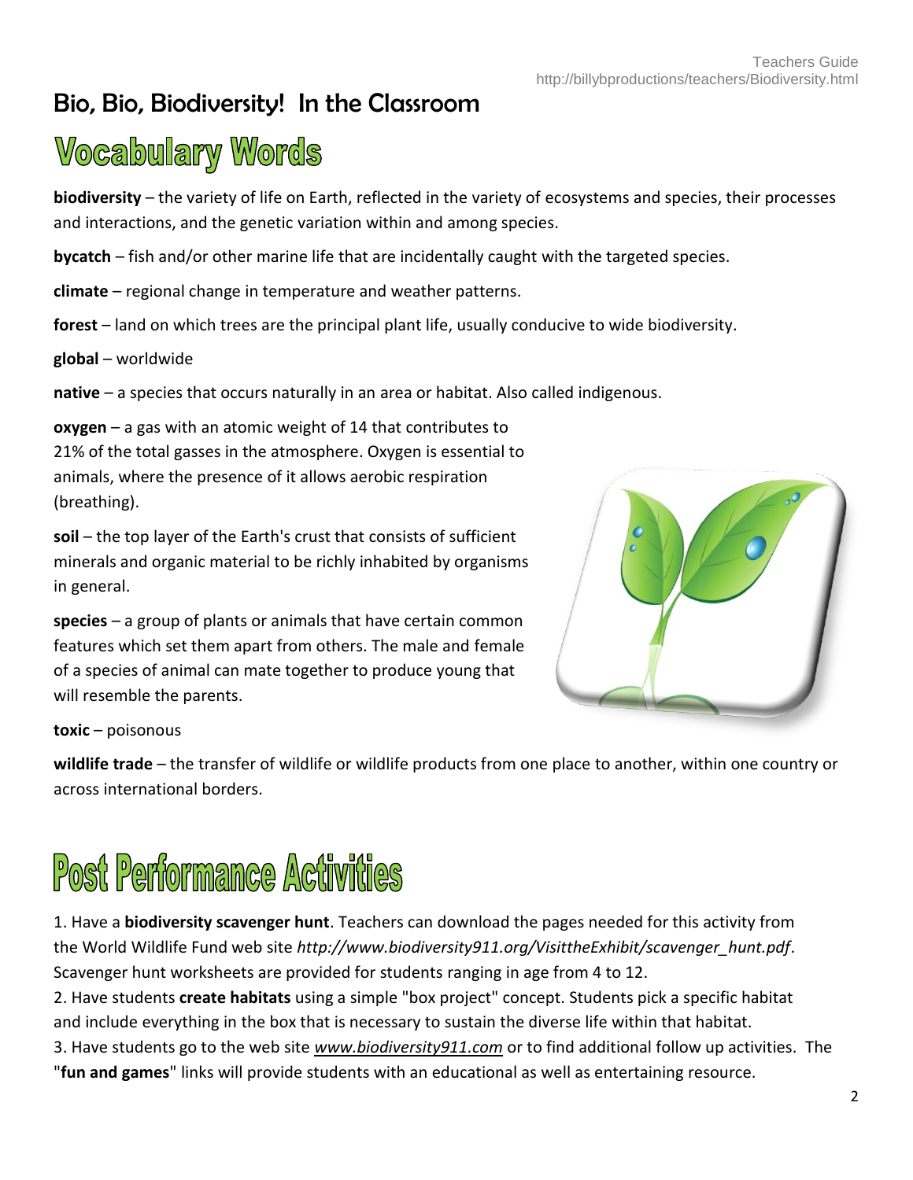Teachers Guide
http://billybproductions/teachers/Biodiversity.html

## Bio, Bio, Biodiversity! In the Classroom

# Vocabulary Words

**biodiversity** – the variety of life on Earth, reflected in the variety of ecosystems and species, their processes and interactions, and the genetic variation within and among species.

**bycatch** – fish and/or other marine life that are incidentally caught with the targeted species.

**climate** – regional change in temperature and weather patterns.

**forest** – land on which trees are the principal plant life, usually conducive to wide biodiversity.

**global** – worldwide

**native** – a species that occurs naturally in an area or habitat. Also called indigenous.

**oxygen** – a gas with an atomic weight of 14 that contributes to 21% of the total gasses in the atmosphere. Oxygen is essential to animals, where the presence of it allows aerobic respiration (breathing).

**soil** – the top layer of the Earth's crust that consists of sufficient minerals and organic material to be richly inhabited by organisms in general.

**species** – a group of plants or animals that have certain common features which set them apart from others. The male and female of a species of animal can mate together to produce young that will resemble the parents.

**toxic** – poisonous

**wildlife trade** – the transfer of wildlife or wildlife products from one place to another, within one country or across international borders.

# Post Performance Activities

1. Have a **biodiversity scavenger hunt**. Teachers can download the pages needed for this activity from the World Wildlife Fund web site *http://www.biodiversity911.org/VisittheExhibit/scavenger_hunt.pdf*. Scavenger hunt worksheets are provided for students ranging in age from 4 to 12.
2. Have students **create habitats** using a simple "box project" concept. Students pick a specific habitat and include everything in the box that is necessary to sustain the diverse life within that habitat.
3. Have students go to the web site *www.biodiversity911.com* or to find additional follow up activities. The "**fun and games**" links will provide students with an educational as well as entertaining resource.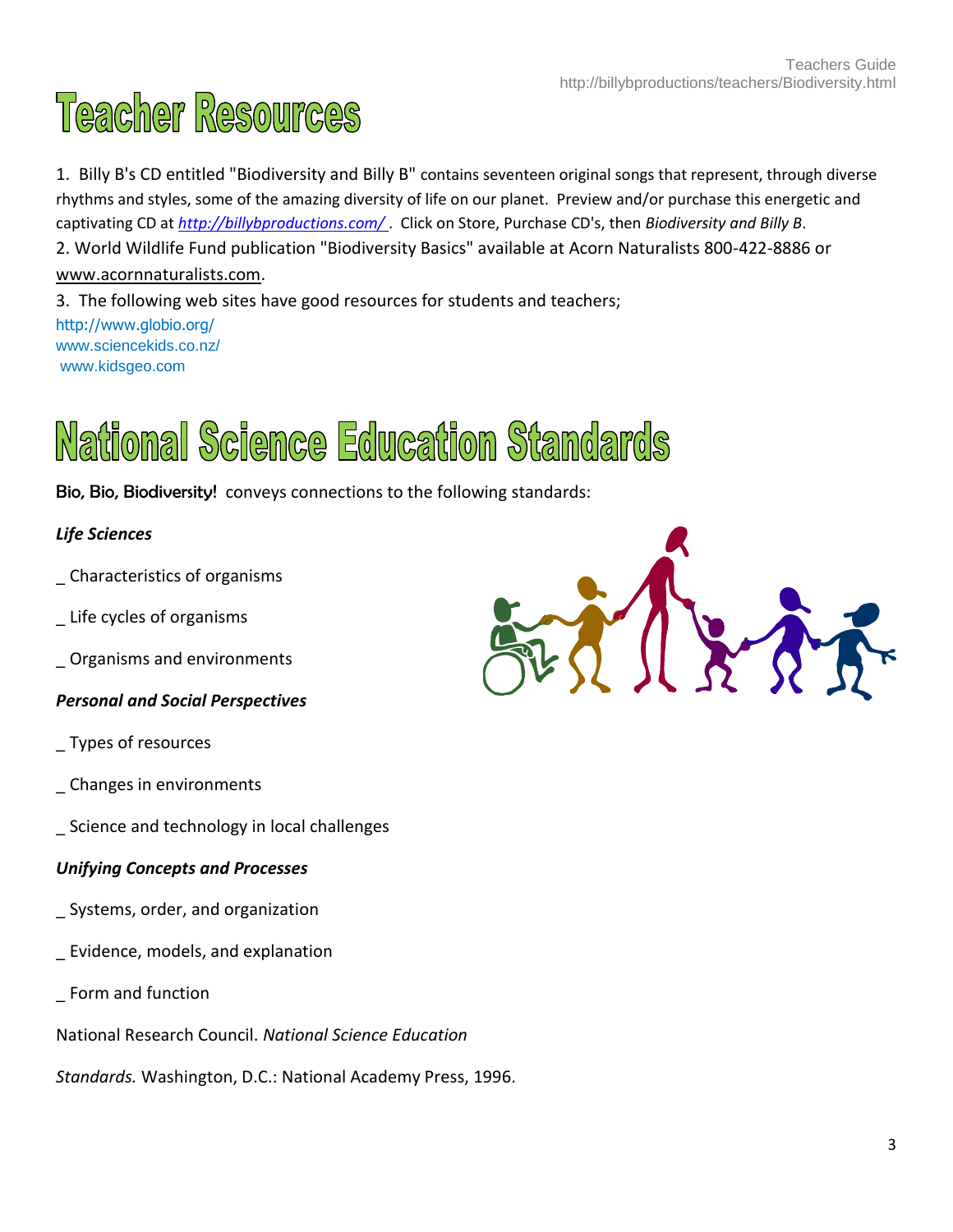# Teacher Resources

1. Billy B's CD entitled "Biodiversity and Billy B" contains seventeen original songs that represent, through diverse rhythms and styles, some of the amazing diversity of life on our planet. Preview and/or purchase this energetic and captivating CD at *http://billybproductions.com/* . Click on Store, Purchase CD's, then *Biodiversity and Billy B*.
2. World Wildlife Fund publication "Biodiversity Basics" available at Acorn Naturalists 800-422-8886 or www.acornnaturalists.com.
3. The following web sites have good resources for students and teachers;

http://www.globio.org/
www.sciencekids.co.nz/
www.kidsgeo.com

# National Science Education Standards

**Bio, Bio, Biodiversity!** conveys connections to the following standards:

***Life Sciences***

_ Characteristics of organisms

_ Life cycles of organisms

_ Organisms and environments

***Personal and Social Perspectives***

_ Types of resources

_ Changes in environments

_ Science and technology in local challenges

***Unifying Concepts and Processes***

_ Systems, order, and organization

_ Evidence, models, and explanation

_ Form and function

National Research Council. *National Science Education Standards.* Washington, D.C.: National Academy Press, 1996.